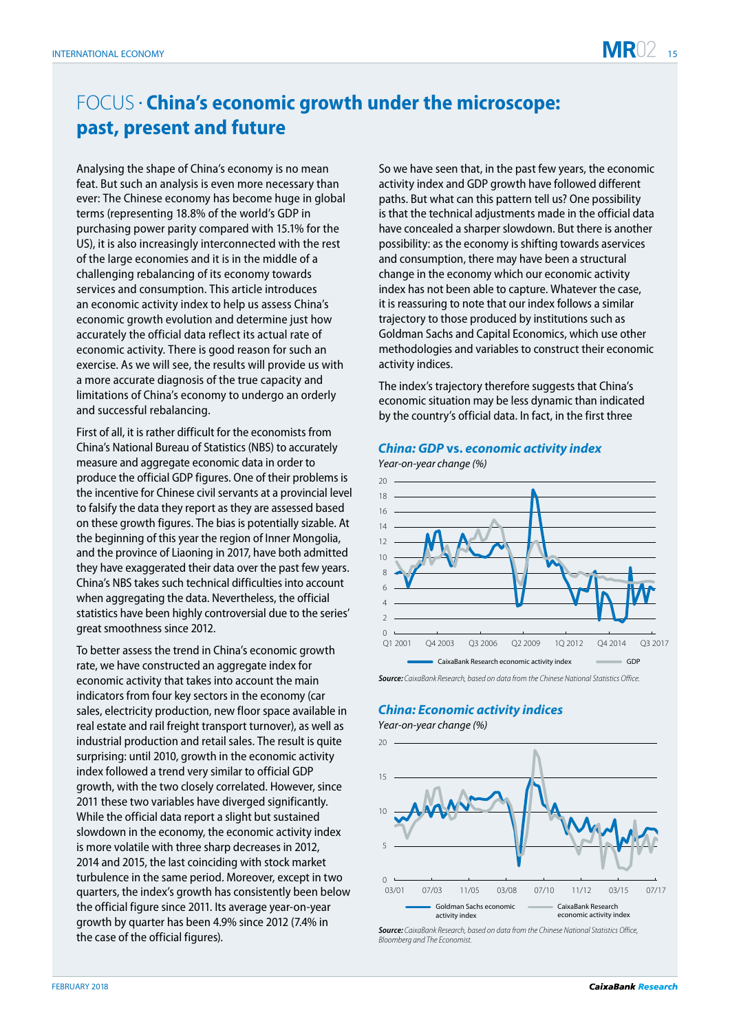# FOCUS · China's economic growth under the microscope: past, present and future

Analysing the shape of China's economy is no mean feat. But such an analysis is even more necessary than ever: The Chinese economy has become huge in global terms (representing 18.8% of the world's GDP in purchasing power parity compared with 15.1% for the US), it is also increasingly interconnected with the rest of the large economies and it is in the middle of a challenging rebalancing of its economy towards services and consumption. This article introduces an economic activity index to help us assess China's economic growth evolution and determine just how accurately the official data reflect its actual rate of economic activity. There is good reason for such an exercise. As we will see, the results will provide us with a more accurate diagnosis of the true capacity and limitations of China's economy to undergo an orderly and successful rebalancing.

First of all, it is rather difficult for the economists from China's National Bureau of Statistics (NBS) to accurately measure and aggregate economic data in order to produce the official GDP figures. One of their problems is the incentive for Chinese civil servants at a provincial level to falsify the data they report as they are assessed based on these growth figures. The bias is potentially sizable. At the beginning of this year the region of Inner Mongolia, and the province of Liaoning in 2017, have both admitted they have exaggerated their data over the past few years. China's NBS takes such technical difficulties into account when aggregating the data. Nevertheless, the official statistics have been highly controversial due to the series' great smoothness since 2012.

To better assess the trend in China's economic growth rate, we have constructed an aggregate index for economic activity that takes into account the main indicators from four key sectors in the economy (car sales, electricity production, new floor space available in real estate and rail freight transport turnover), as well as industrial production and retail sales. The result is quite surprising: until 2010, growth in the economic activity index followed a trend very similar to official GDP growth, with the two closely correlated. However, since 2011 these two variables have diverged significantly. While the official data report a slight but sustained slowdown in the economy, the economic activity index is more volatile with three sharp decreases in 2012, 2014 and 2015, the last coinciding with stock market turbulence in the same period. Moreover, except in two quarters, the index's growth has consistently been below the official figure since 2011. Its average year-on-year growth by quarter has been 4.9% since 2012 (7.4% in the case of the official figures).

So we have seen that, in the past few years, the economic activity index and GDP growth have followed different paths. But what can this pattern tell us? One possibility is that the technical adjustments made in the official data have concealed a sharper slowdown. But there is another possibility: as the economy is shifting towards aservices and consumption, there may have been a structural change in the economy which our economic activity index has not been able to capture. Whatever the case, it is reassuring to note that our index follows a similar trajectory to those produced by institutions such as Goldman Sachs and Capital Economics, which use other methodologies and variables to construct their economic activity indices.

The index's trajectory therefore suggests that China's economic situation may be less dynamic than indicated by the country's official data. In fact, in the first three

***China: GDP* vs. *economic activity index***

*Year-on-year change (%)*

*Series: CaixaBank Research economic activity index; GDP. Horizontal axis: Q1 2001 – Q3 2017. Vertical axis: 0–20.*

**Source:** *CaixaBank Research, based on data from the Chinese National Statistics Office.*

***China: Economic activity indices***

*Year-on-year change (%)*

*Series: Goldman Sachs economic activity index; CaixaBank Research economic activity index. Horizontal axis: 03/01 – 07/17. Vertical axis: 0–20.*

**Source:** *CaixaBank Research, based on data from the Chinese National Statistics Office, Bloomberg and The Economist.*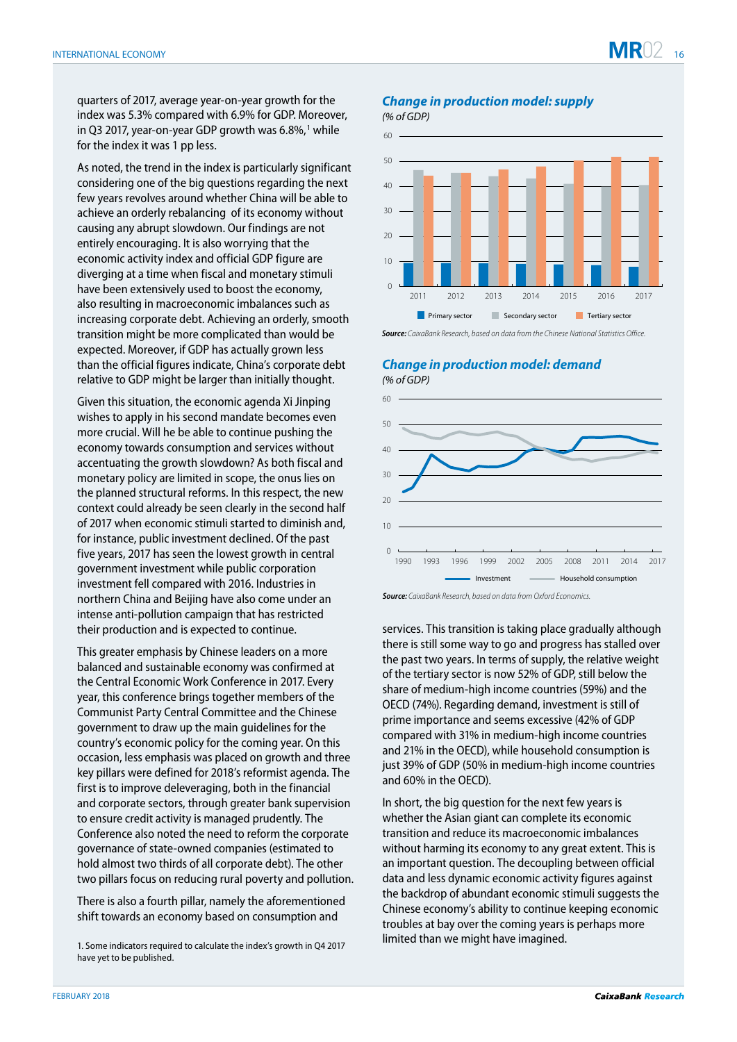quarters of 2017, average year-on-year growth for the index was 5.3% compared with 6.9% for GDP. Moreover, in Q3 2017, year-on-year GDP growth was 6.8%,[1] while for the index it was 1 pp less.

As noted, the trend in the index is particularly significant considering one of the big questions regarding the next few years revolves around whether China will be able to achieve an orderly rebalancing of its economy without causing any abrupt slowdown. Our findings are not entirely encouraging. It is also worrying that the economic activity index and official GDP figure are diverging at a time when fiscal and monetary stimuli have been extensively used to boost the economy, also resulting in macroeconomic imbalances such as increasing corporate debt. Achieving an orderly, smooth transition might be more complicated than would be expected. Moreover, if GDP has actually grown less than the official figures indicate, China's corporate debt relative to GDP might be larger than initially thought.

Given this situation, the economic agenda Xi Jinping wishes to apply in his second mandate becomes even more crucial. Will he be able to continue pushing the economy towards consumption and services without accentuating the growth slowdown? As both fiscal and monetary policy are limited in scope, the onus lies on the planned structural reforms. In this respect, the new context could already be seen clearly in the second half of 2017 when economic stimuli started to diminish and, for instance, public investment declined. Of the past five years, 2017 has seen the lowest growth in central government investment while public corporation investment fell compared with 2016. Industries in northern China and Beijing have also come under an intense anti-pollution campaign that has restricted their production and is expected to continue.

This greater emphasis by Chinese leaders on a more balanced and sustainable economy was confirmed at the Central Economic Work Conference in 2017. Every year, this conference brings together members of the Communist Party Central Committee and the Chinese government to draw up the main guidelines for the country's economic policy for the coming year. On this occasion, less emphasis was placed on growth and three key pillars were defined for 2018's reformist agenda. The first is to improve deleveraging, both in the financial and corporate sectors, through greater bank supervision to ensure credit activity is managed prudently. The Conference also noted the need to reform the corporate governance of state-owned companies (estimated to hold almost two thirds of all corporate debt). The other two pillars focus on reducing rural poverty and pollution.

There is also a fourth pillar, namely the aforementioned shift towards an economy based on consumption and services. This transition is taking place gradually although there is still some way to go and progress has stalled over the past two years. In terms of supply, the relative weight of the tertiary sector is now 52% of GDP, still below the share of medium-high income countries (59%) and the OECD (74%). Regarding demand, investment is still of prime importance and seems excessive (42% of GDP compared with 31% in medium-high income countries and 21% in the OECD), while household consumption is just 39% of GDP (50% in medium-high income countries and 60% in the OECD).

In short, the big question for the next few years is whether the Asian giant can complete its economic transition and reduce its macroeconomic imbalances without harming its economy to any great extent. This is an important question. The decoupling between official data and less dynamic economic activity figures against the backdrop of abundant economic stimuli suggests the Chinese economy's ability to continue keeping economic troubles at bay over the coming years is perhaps more limited than we might have imagined.

***Change in production model: supply***

*(% of GDP)*

60
50
40
30
20
10
0

2011 2012 2013 2014 2015 2016 2017

Primary sector — Secondary sector — Tertiary sector

***Source:*** *CaixaBank Research, based on data from the Chinese National Statistics Office.*

***Change in production model: demand***

*(% of GDP)*

60
50
40
30
20
10
0

1990 1993 1996 1999 2002 2005 2008 2011 2014 2017

Investment — Household consumption

***Source:*** *CaixaBank Research, based on data from Oxford Economics.*

1. Some indicators required to calculate the index's growth in Q4 2017 have yet to be published.